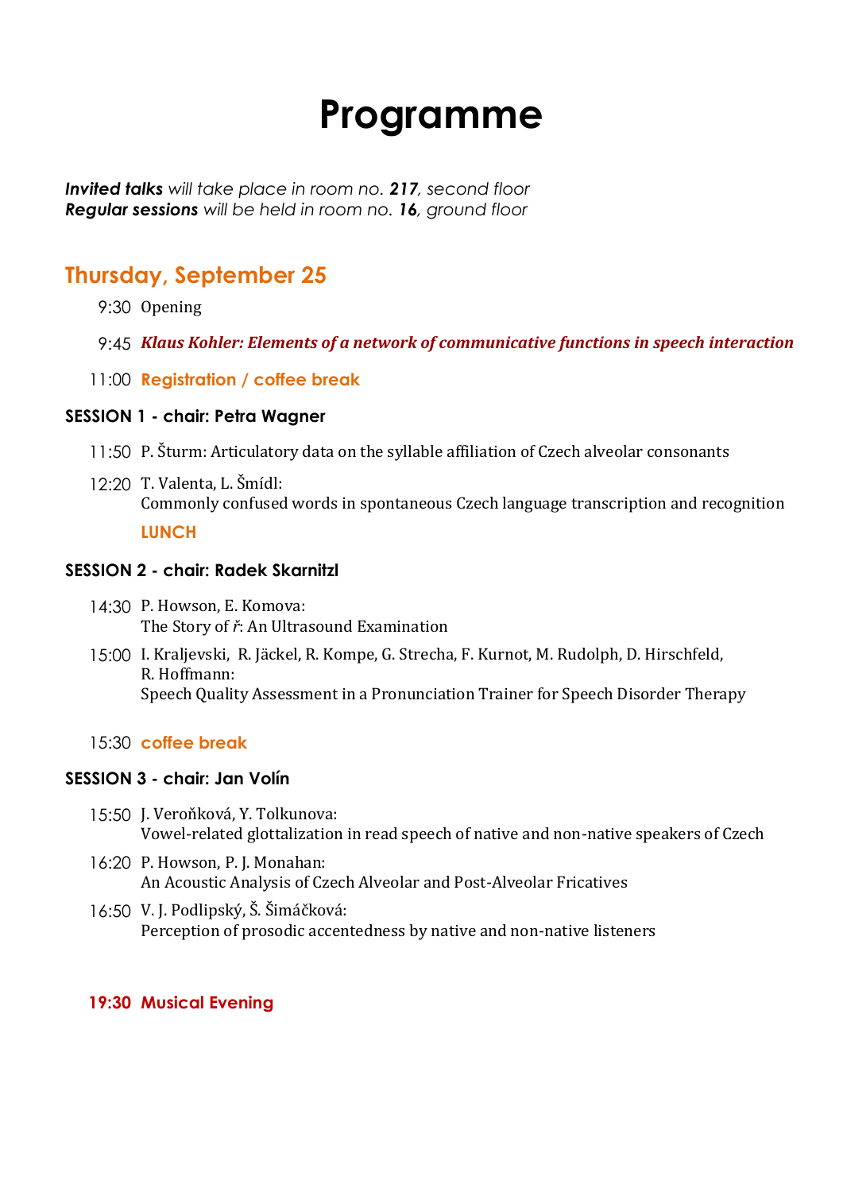# Programme

***Invited talks*** *will take place in room no.* ***217****, second floor*
***Regular sessions*** *will be held in room no.* ***16****, ground floor*

## Thursday, September 25

9:30 Opening

9:45 ***Klaus Kohler: Elements of a network of communicative functions in speech interaction***

11:00 **Registration / coffee break**

### SESSION 1 - chair: Petra Wagner

11:50 P. Šturm: Articulatory data on the syllable affiliation of Czech alveolar consonants

12:20 T. Valenta, L. Šmídl:
Commonly confused words in spontaneous Czech language transcription and recognition

**LUNCH**

### SESSION 2 - chair: Radek Skarnitzl

14:30 P. Howson, E. Komova:
The Story of *ř*: An Ultrasound Examination

15:00 I. Kraljevski, R. Jäckel, R. Kompe, G. Strecha, F. Kurnot, M. Rudolph, D. Hirschfeld, R. Hoffmann:
Speech Quality Assessment in a Pronunciation Trainer for Speech Disorder Therapy

15:30 **coffee break**

### SESSION 3 - chair: Jan Volín

15:50 J. Veroňková, Y. Tolkunova:
Vowel-related glottalization in read speech of native and non-native speakers of Czech

16:20 P. Howson, P. J. Monahan:
An Acoustic Analysis of Czech Alveolar and Post-Alveolar Fricatives

16:50 V. J. Podlipský, Š. Šimáčková:
Perception of prosodic accentedness by native and non-native listeners

**19:30 Musical Evening**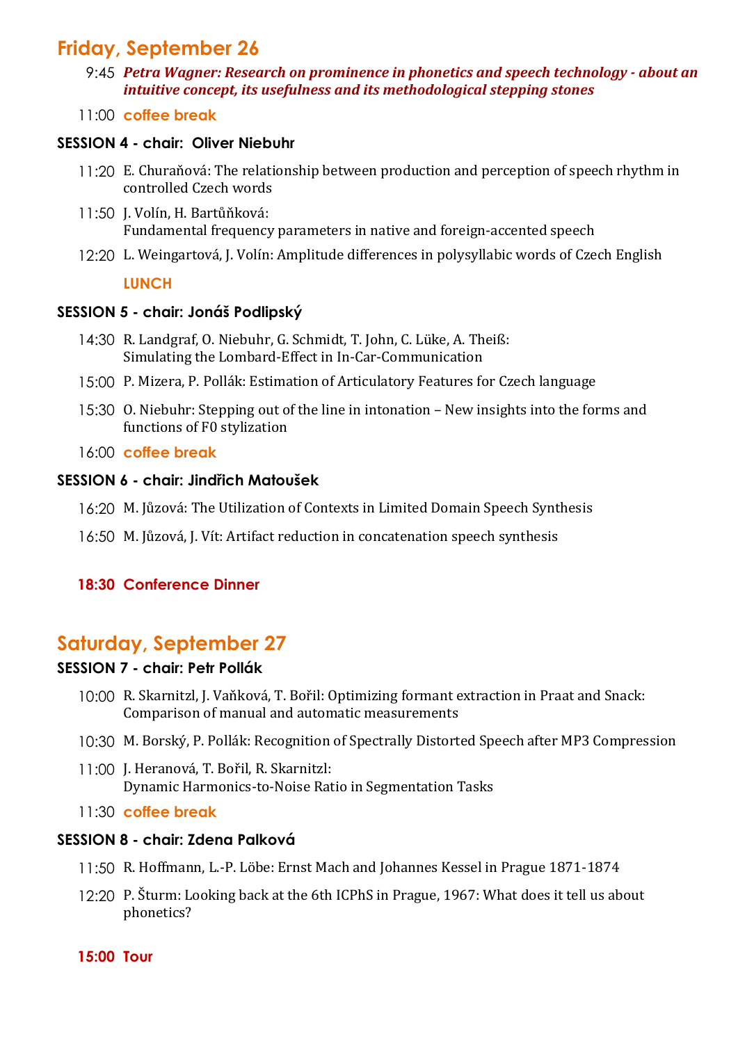## Friday, September 26

9:45 ***Petra Wagner: Research on prominence in phonetics and speech technology - about an intuitive concept, its usefulness and its methodological stepping stones***

11:00 **coffee break**

### SESSION 4 - chair: Oliver Niebuhr

11:20 E. Churaňová: The relationship between production and perception of speech rhythm in controlled Czech words

11:50 J. Volín, H. Bartůňková: Fundamental frequency parameters in native and foreign-accented speech

12:20 L. Weingartová, J. Volín: Amplitude differences in polysyllabic words of Czech English

**LUNCH**

### SESSION 5 - chair: Jonáš Podlipský

14:30 R. Landgraf, O. Niebuhr, G. Schmidt, T. John, C. Lüke, A. Theiß: Simulating the Lombard-Effect in In-Car-Communication

15:00 P. Mizera, P. Pollák: Estimation of Articulatory Features for Czech language

15:30 O. Niebuhr: Stepping out of the line in intonation – New insights into the forms and functions of F0 stylization

16:00 **coffee break**

### SESSION 6 - chair: Jindřich Matoušek

16:20 M. Jůzová: The Utilization of Contexts in Limited Domain Speech Synthesis

16:50 M. Jůzová, J. Vít: Artifact reduction in concatenation speech synthesis

**18:30 Conference Dinner**

## Saturday, September 27

### SESSION 7 - chair: Petr Pollák

10:00 R. Skarnitzl, J. Vaňková, T. Bořil: Optimizing formant extraction in Praat and Snack: Comparison of manual and automatic measurements

10:30 M. Borský, P. Pollák: Recognition of Spectrally Distorted Speech after MP3 Compression

11:00 J. Heranová, T. Bořil, R. Skarnitzl: Dynamic Harmonics-to-Noise Ratio in Segmentation Tasks

11:30 **coffee break**

### SESSION 8 - chair: Zdena Palková

11:50 R. Hoffmann, L.-P. Löbe: Ernst Mach and Johannes Kessel in Prague 1871-1874

12:20 P. Šturm: Looking back at the 6th ICPhS in Prague, 1967: What does it tell us about phonetics?

**15:00 Tour**